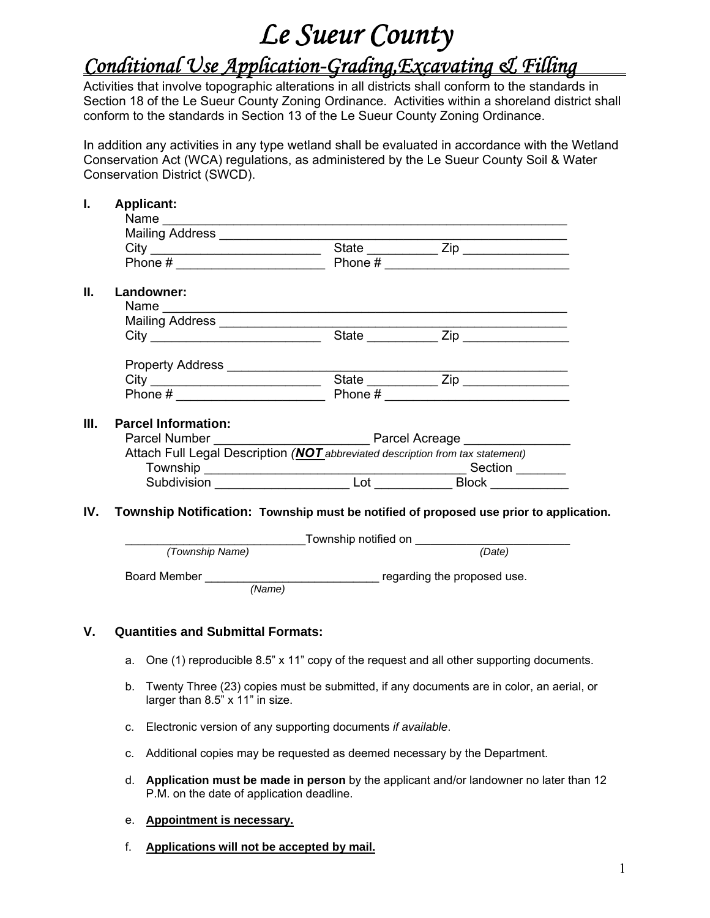# Le Sueur County

## Conditional Use Application-Grading,Excavating & Filling

Activities that involve topographic alterations in all districts shall conform to the standards in Section 18 of the Le Sueur County Zoning Ordinance. Activities within a shoreland district shall conform to the standards in Section 13 of the Le Sueur County Zoning Ordinance.

In addition any activities in any type wetland shall be evaluated in accordance with the Wetland Conservation Act (WCA) regulations, as administered by the Le Sueur County Soil & Water Conservation District (SWCD).

**I. Applicant:**

Name ____________________________________________________________

Mailing Address ____________________________________________________

City ________________________ State __________ Zip _______________

Phone # _____________________ Phone # __________________________

**II. Landowner:**

Name ____________________________________________________________

Mailing Address ____________________________________________________

City ________________________ State __________ Zip _______________

Property Address ___________________________________________________

City ________________________ State __________ Zip _______________

Phone # _____________________ Phone # __________________________

**III. Parcel Information:**

Parcel Number ______________________ Parcel Acreage _______________

Attach Full Legal Description (***NOT*** *abbreviated description from tax statement)*

Township ____________________________________ Section _______

Subdivision ___________________ Lot ___________ Block ___________

**IV. Township Notification: Township must be notified of proposed use prior to application.**

___________________________Township notified on ________________________
*(Township Name)* *(Date)*

Board Member ___________________________ regarding the proposed use.
*(Name)*

**V. Quantities and Submittal Formats:**

a. One (1) reproducible 8.5" x 11" copy of the request and all other supporting documents.

b. Twenty Three (23) copies must be submitted, if any documents are in color, an aerial, or larger than 8.5" x 11" in size.

c. Electronic version of any supporting documents *if available*.

c. Additional copies may be requested as deemed necessary by the Department.

d. **Application must be made in person** by the applicant and/or landowner no later than 12 P.M. on the date of application deadline.

e. **Appointment is necessary.**

f. **Applications will not be accepted by mail.**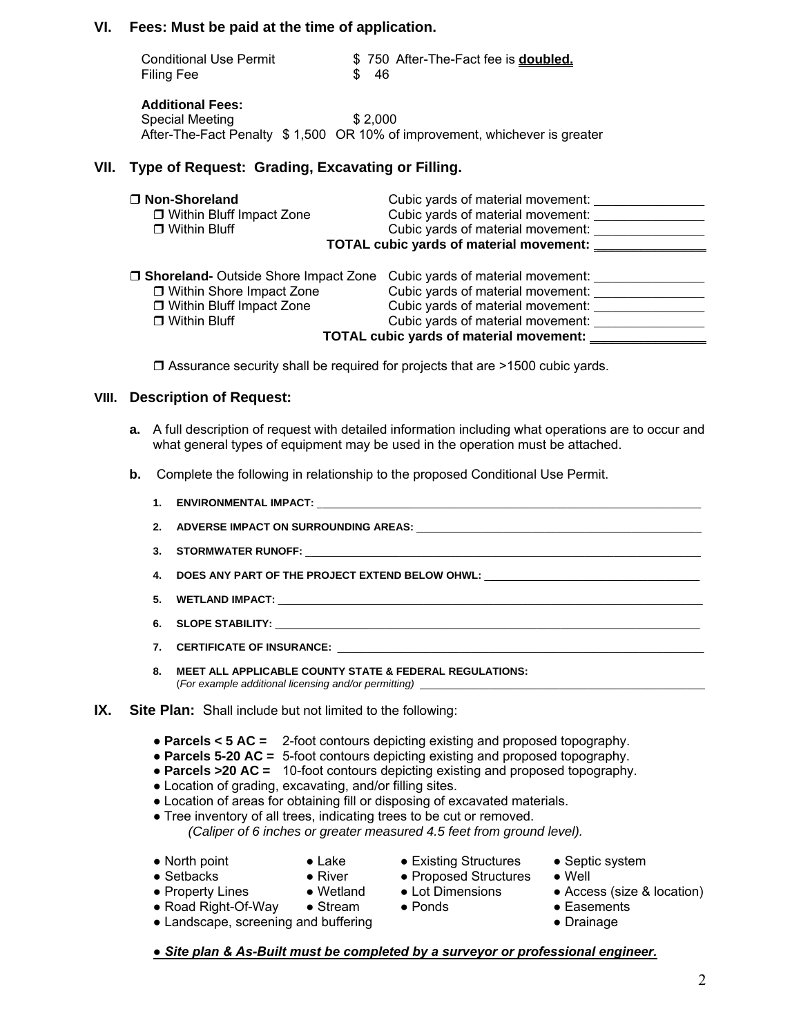## VI. Fees: Must be paid at the time of application.

| | |
|---|---|
| Conditional Use Permit | $ 750 After-The-Fact fee is **doubled.** |
| Filing Fee | $ 46 |

**Additional Fees:**

Special Meeting $ 2,000

After-The-Fact Penalty $ 1,500 OR 10% of improvement, whichever is greater

## VII. Type of Request: Grading, Excavating or Filling.

| | |
|---|---|
| ❒ **Non-Shoreland** | Cubic yards of material movement: ________ |
| ❒ Within Bluff Impact Zone | Cubic yards of material movement: ________ |
| ❒ Within Bluff | Cubic yards of material movement: ________ |
| | **TOTAL cubic yards of material movement:** ________ |

| | |
|---|---|
| ❒ **Shoreland-** Outside Shore Impact Zone | Cubic yards of material movement: ________ |
| ❒ Within Shore Impact Zone | Cubic yards of material movement: ________ |
| ❒ Within Bluff Impact Zone | Cubic yards of material movement: ________ |
| ❒ Within Bluff | Cubic yards of material movement: ________ |
| | **TOTAL cubic yards of material movement:** ________ |

❒ Assurance security shall be required for projects that are >1500 cubic yards.

## VIII. Description of Request:

**a.** A full description of request with detailed information including what operations are to occur and what general types of equipment may be used in the operation must be attached.

**b.** Complete the following in relationship to the proposed Conditional Use Permit.

1. **ENVIRONMENTAL IMPACT:** ________
2. **ADVERSE IMPACT ON SURROUNDING AREAS:** ________
3. **STORMWATER RUNOFF:** ________
4. **DOES ANY PART OF THE PROJECT EXTEND BELOW OHWL:** ________
5. **WETLAND IMPACT:** ________
6. **SLOPE STABILITY:** ________
7. **CERTIFICATE OF INSURANCE:** ________
8. **MEET ALL APPLICABLE COUNTY STATE & FEDERAL REGULATIONS:** (*For example additional licensing and/or permitting*) ________

## IX. Site Plan: Shall include but not limited to the following:

- **Parcels < 5 AC =** 2-foot contours depicting existing and proposed topography.
- **Parcels 5-20 AC =** 5-foot contours depicting existing and proposed topography.
- **Parcels >20 AC =** 10-foot contours depicting existing and proposed topography.
- Location of grading, excavating, and/or filling sites.
- Location of areas for obtaining fill or disposing of excavated materials.
- Tree inventory of all trees, indicating trees to be cut or removed.
  *(Caliper of 6 inches or greater measured 4.5 feet from ground level).*

- North point
- Setbacks
- Property Lines
- Road Right-Of-Way
- Landscape, screening and buffering
- Lake
- River
- Wetland
- Stream
- Existing Structures
- Proposed Structures
- Lot Dimensions
- Ponds
- Septic system
- Well
- Access (size & location)
- Easements
- Drainage

● ***Site plan & As-Built must be completed by a surveyor or professional engineer.***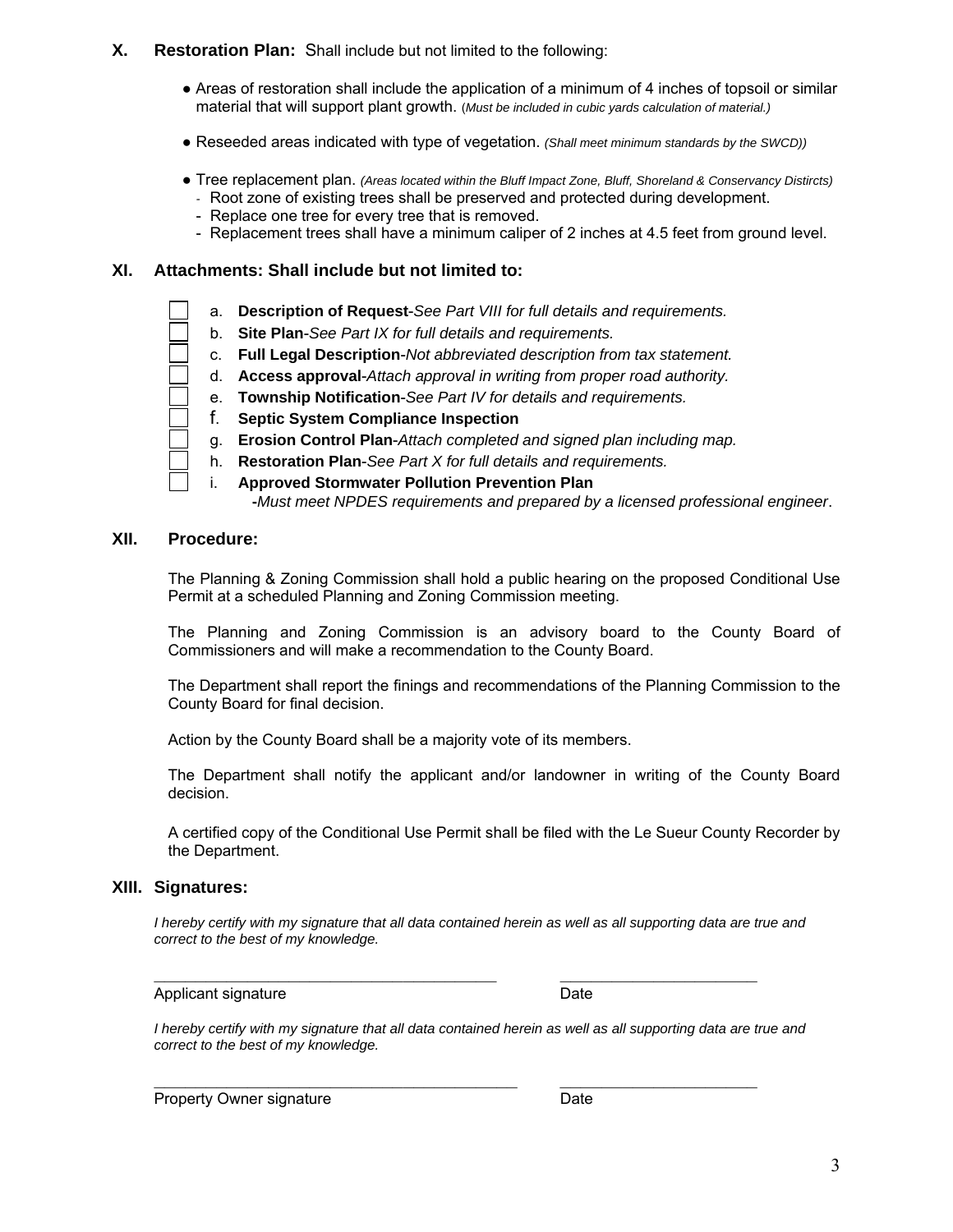## X. Restoration Plan: Shall include but not limited to the following:

- Areas of restoration shall include the application of a minimum of 4 inches of topsoil or similar material that will support plant growth. (*Must be included in cubic yards calculation of material.)*
- Reseeded areas indicated with type of vegetation. *(Shall meet minimum standards by the SWCD))*
- Tree replacement plan. *(Areas located within the Bluff Impact Zone, Bluff, Shoreland & Conservancy Distircts)*
  - Root zone of existing trees shall be preserved and protected during development.
  - Replace one tree for every tree that is removed.
  - Replacement trees shall have a minimum caliper of 2 inches at 4.5 feet from ground level.

## XI. Attachments: Shall include but not limited to:

- ☐ a. **Description of Request**-*See Part VIII for full details and requirements.*
- ☐ b. **Site Plan**-*See Part IX for full details and requirements.*
- ☐ c. **Full Legal Description**-*Not abbreviated description from tax statement.*
- ☐ d. **Access approval**-*Attach approval in writing from proper road authority.*
- ☐ e. **Township Notification**-*See Part IV for details and requirements.*
- ☐ f. **Septic System Compliance Inspection**
- ☐ g. **Erosion Control Plan**-*Attach completed and signed plan including map.*
- ☐ h. **Restoration Plan**-*See Part X for full details and requirements.*
- ☐ i. **Approved Stormwater Pollution Prevention Plan**
  **-***Must meet NPDES requirements and prepared by a licensed professional engineer*.

## XII. Procedure:

The Planning & Zoning Commission shall hold a public hearing on the proposed Conditional Use Permit at a scheduled Planning and Zoning Commission meeting.

The Planning and Zoning Commission is an advisory board to the County Board of Commissioners and will make a recommendation to the County Board.

The Department shall report the finings and recommendations of the Planning Commission to the County Board for final decision.

Action by the County Board shall be a majority vote of its members.

The Department shall notify the applicant and/or landowner in writing of the County Board decision.

A certified copy of the Conditional Use Permit shall be filed with the Le Sueur County Recorder by the Department.

## XIII. Signatures:

*I hereby certify with my signature that all data contained herein as well as all supporting data are true and correct to the best of my knowledge.*

\_\_\_\_\_\_\_\_\_\_\_\_\_\_\_\_\_\_\_\_\_\_\_\_\_\_\_\_\_\_\_\_\_\_\_\_\_\_\_\_ \_\_\_\_\_\_\_\_\_\_\_\_\_\_\_\_\_\_\_\_\_\_\_\_
Applicant signature Date

*I hereby certify with my signature that all data contained herein as well as all supporting data are true and correct to the best of my knowledge.*

\_\_\_\_\_\_\_\_\_\_\_\_\_\_\_\_\_\_\_\_\_\_\_\_\_\_\_\_\_\_\_\_\_\_\_\_\_\_\_\_ \_\_\_\_\_\_\_\_\_\_\_\_\_\_\_\_\_\_\_\_\_\_\_\_
Property Owner signature Date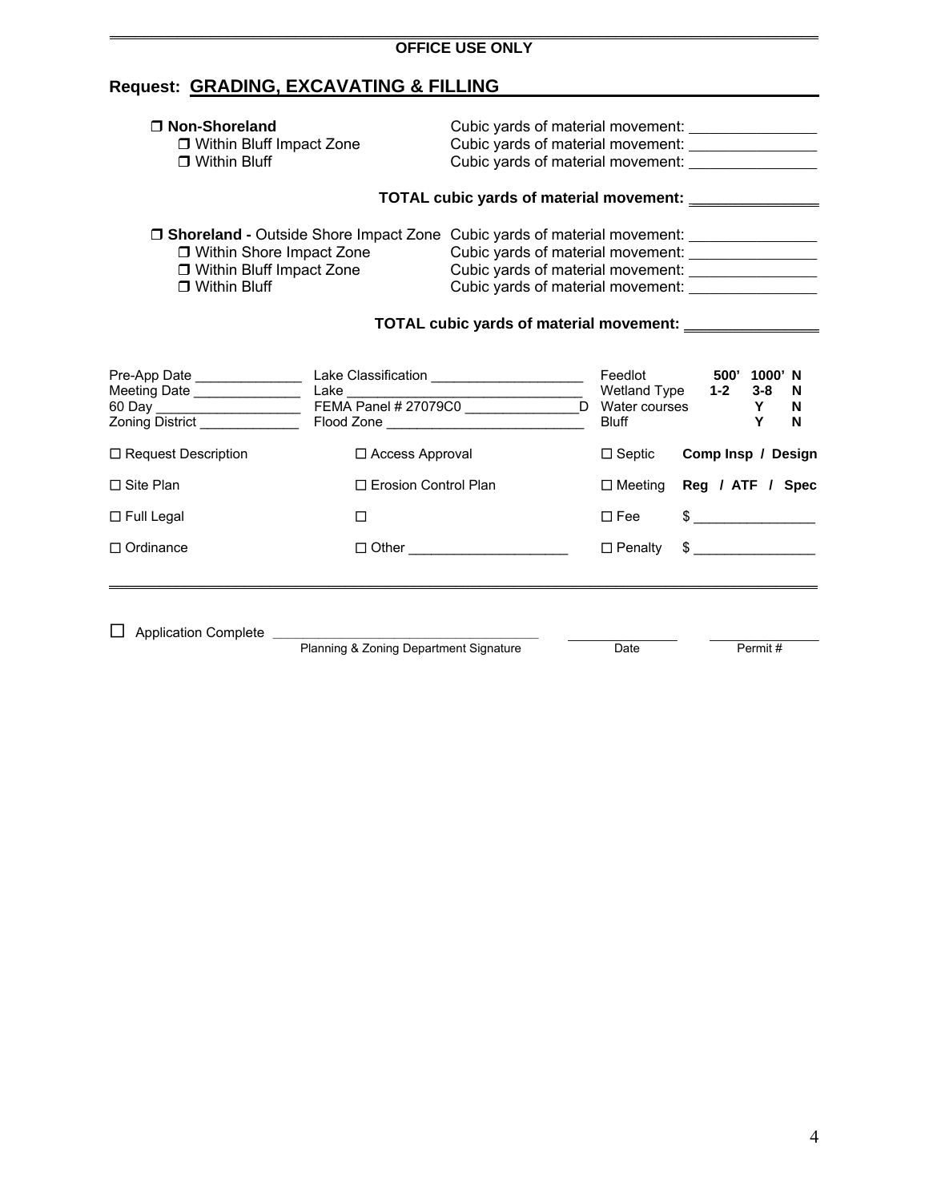**OFFICE USE ONLY**

## Request: GRADING, EXCAVATING & FILLING

❒ **Non-Shoreland** Cubic yards of material movement: _______________
- ❒ Within Bluff Impact Zone Cubic yards of material movement: _______________
- ❒ Within Bluff Cubic yards of material movement: _______________

**TOTAL cubic yards of material movement:** _______________

❒ **Shoreland -** Outside Shore Impact Zone Cubic yards of material movement: _______________
- ❒ Within Shore Impact Zone Cubic yards of material movement: _______________
- ❒ Within Bluff Impact Zone Cubic yards of material movement: _______________
- ❒ Within Bluff Cubic yards of material movement: _______________

**TOTAL cubic yards of material movement:** _______________

| | | | |
|---|---|---|---|
| Pre-App Date _______________ | Lake Classification _____________________ | Feedlot | **500'** **1000'** **N** |
| Meeting Date _______________ | Lake _________________________________ | Wetland Type | **1-2** **3-8** **N** |
| 60 Day ____________________ | FEMA Panel # 27079C0 _______________D | Water courses | **Y** **N** |
| Zoning District ______________ | Flood Zone ____________________________ | Bluff | **Y** **N** |

| | | | |
|---|---|---|---|
| ☐ Request Description | ☐ Access Approval | ☐ Septic | **Comp Insp / Design** |
| ☐ Site Plan | ☐ Erosion Control Plan | ☐ Meeting | **Reg / ATF / Spec** |
| ☐ Full Legal | ☐ | ☐ Fee | $ _______________ |
| ☐ Ordinance | ☐ Other _____________________ | ☐ Penalty | $ _______________ |

☐ Application Complete ____________________________________ _______________ _______________

Planning & Zoning Department Signature Date Permit #